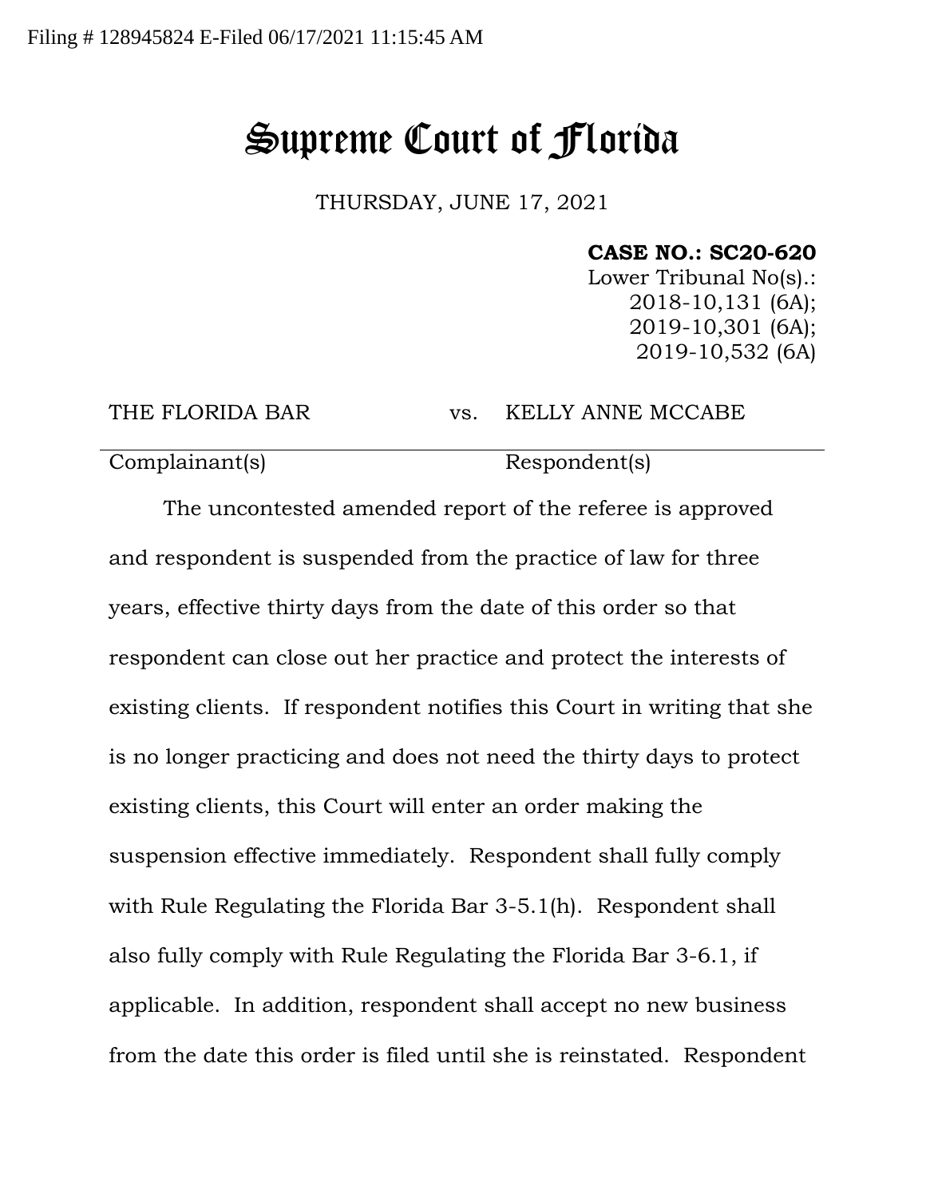Filing # 128945824 E-Filed 06/17/2021 11:15:45 AM

# Supreme Court of Florida

THURSDAY, JUNE 17, 2021

**CASE NO.: SC20-620**
Lower Tribunal No(s).:
2018-10,131 (6A);
2019-10,301 (6A);
2019-10,532 (6A)

| THE FLORIDA BAR | vs. | KELLY ANNE MCCABE |
|---|---|---|
| Complainant(s) | | Respondent(s) |

The uncontested amended report of the referee is approved and respondent is suspended from the practice of law for three years, effective thirty days from the date of this order so that respondent can close out her practice and protect the interests of existing clients. If respondent notifies this Court in writing that she is no longer practicing and does not need the thirty days to protect existing clients, this Court will enter an order making the suspension effective immediately. Respondent shall fully comply with Rule Regulating the Florida Bar 3-5.1(h). Respondent shall also fully comply with Rule Regulating the Florida Bar 3-6.1, if applicable. In addition, respondent shall accept no new business from the date this order is filed until she is reinstated. Respondent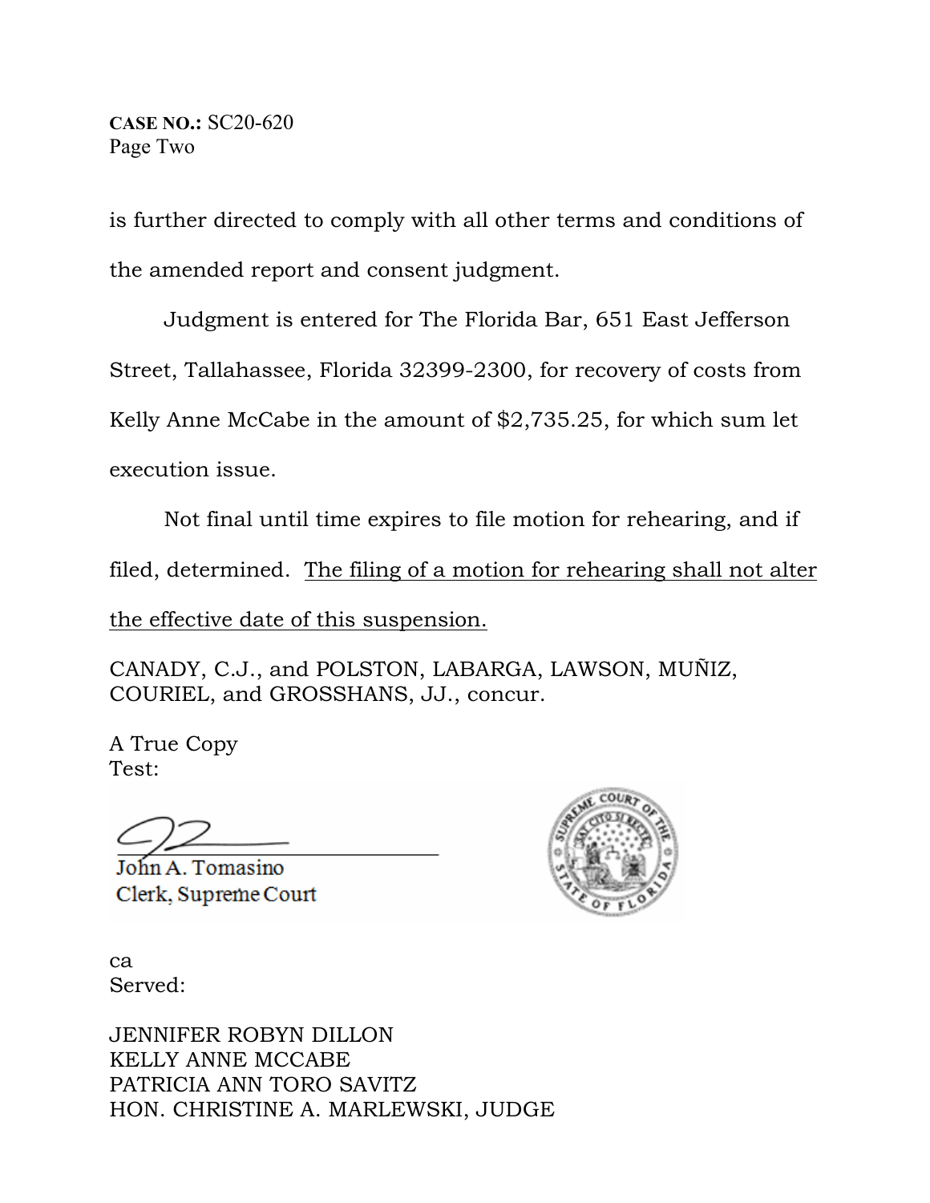**CASE NO.:** SC20-620
Page Two

is further directed to comply with all other terms and conditions of the amended report and consent judgment.

Judgment is entered for The Florida Bar, 651 East Jefferson Street, Tallahassee, Florida 32399-2300, for recovery of costs from Kelly Anne McCabe in the amount of $2,735.25, for which sum let execution issue.

Not final until time expires to file motion for rehearing, and if filed, determined. The filing of a motion for rehearing shall not alter the effective date of this suspension.

CANADY, C.J., and POLSTON, LABARGA, LAWSON, MUÑIZ, COURIEL, and GROSSHANS, JJ., concur.

A True Copy
Test:

John A. Tomasino
Clerk, Supreme Court

ca
Served:

JENNIFER ROBYN DILLON
KELLY ANNE MCCABE
PATRICIA ANN TORO SAVITZ
HON. CHRISTINE A. MARLEWSKI, JUDGE